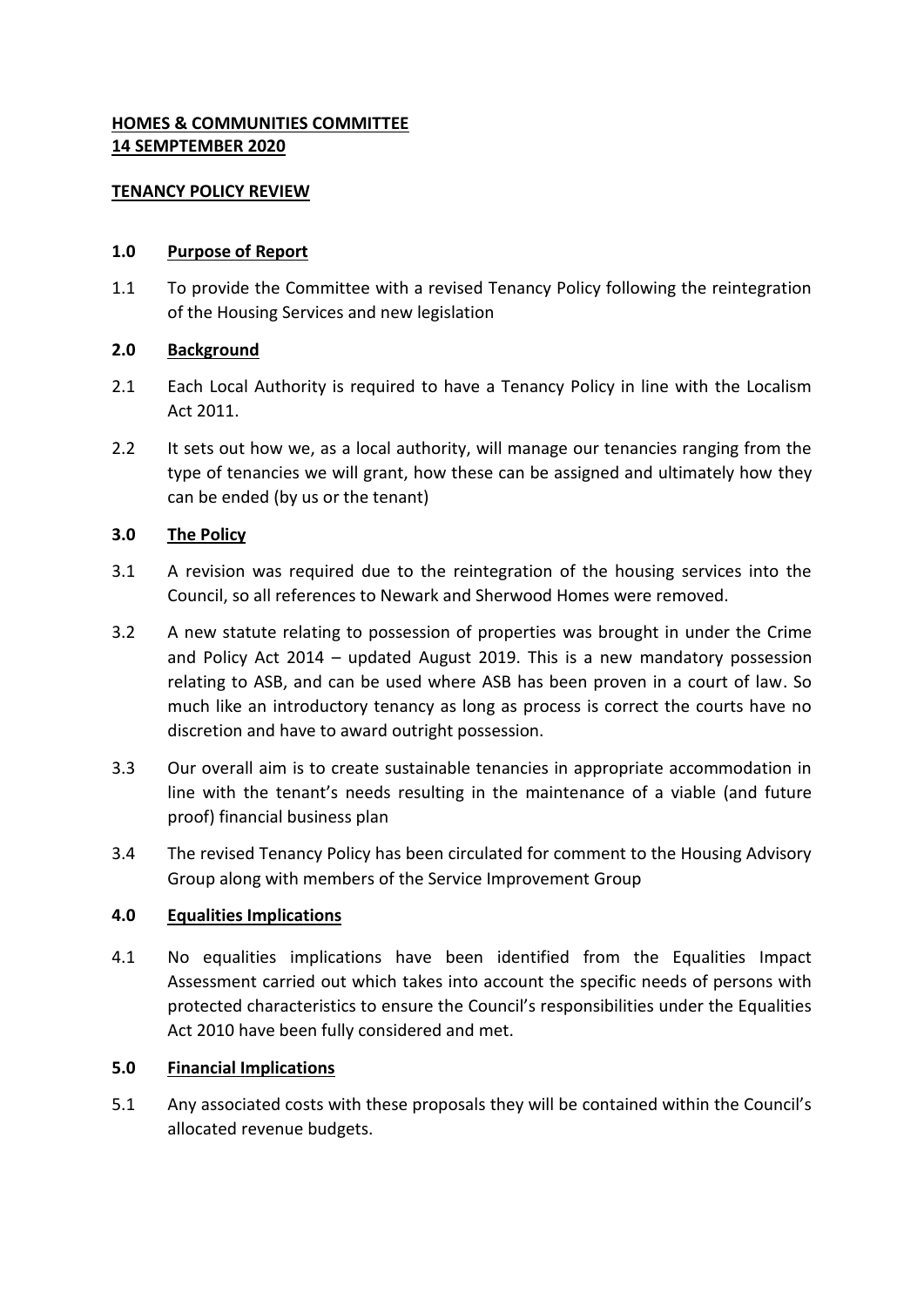**HOMES & COMMUNITIES COMMITTEE**
**14 SEMPTEMBER 2020**

**TENANCY POLICY REVIEW**

## 1.0 Purpose of Report

1.1 To provide the Committee with a revised Tenancy Policy following the reintegration of the Housing Services and new legislation

## 2.0 Background

2.1 Each Local Authority is required to have a Tenancy Policy in line with the Localism Act 2011.

2.2 It sets out how we, as a local authority, will manage our tenancies ranging from the type of tenancies we will grant, how these can be assigned and ultimately how they can be ended (by us or the tenant)

## 3.0 The Policy

3.1 A revision was required due to the reintegration of the housing services into the Council, so all references to Newark and Sherwood Homes were removed.

3.2 A new statute relating to possession of properties was brought in under the Crime and Policy Act 2014 – updated August 2019. This is a new mandatory possession relating to ASB, and can be used where ASB has been proven in a court of law. So much like an introductory tenancy as long as process is correct the courts have no discretion and have to award outright possession.

3.3 Our overall aim is to create sustainable tenancies in appropriate accommodation in line with the tenant's needs resulting in the maintenance of a viable (and future proof) financial business plan

3.4 The revised Tenancy Policy has been circulated for comment to the Housing Advisory Group along with members of the Service Improvement Group

## 4.0 Equalities Implications

4.1 No equalities implications have been identified from the Equalities Impact Assessment carried out which takes into account the specific needs of persons with protected characteristics to ensure the Council's responsibilities under the Equalities Act 2010 have been fully considered and met.

## 5.0 Financial Implications

5.1 Any associated costs with these proposals they will be contained within the Council's allocated revenue budgets.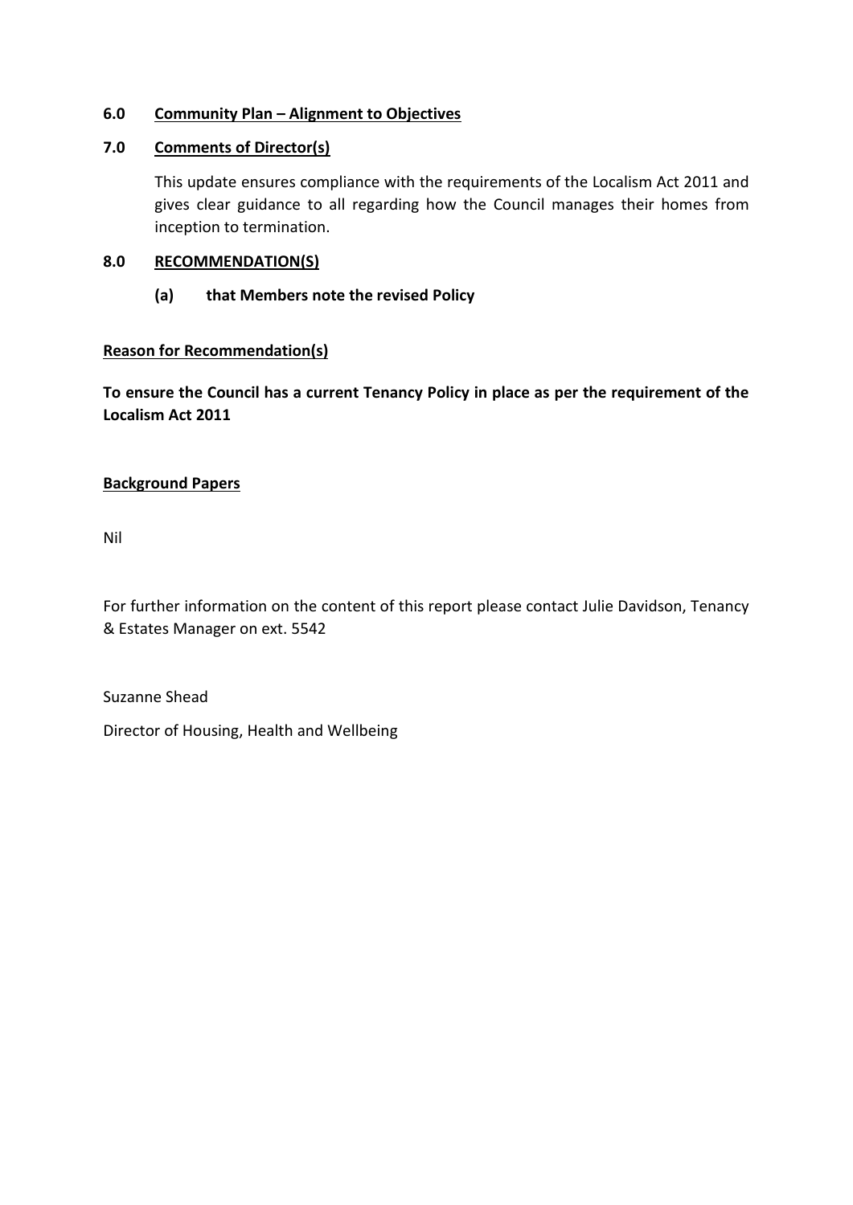## 6.0 Community Plan – Alignment to Objectives

## 7.0 Comments of Director(s)

This update ensures compliance with the requirements of the Localism Act 2011 and gives clear guidance to all regarding how the Council manages their homes from inception to termination.

## 8.0 RECOMMENDATION(S)

**(a) that Members note the revised Policy**

**Reason for Recommendation(s)**

**To ensure the Council has a current Tenancy Policy in place as per the requirement of the Localism Act 2011**

**Background Papers**

Nil

For further information on the content of this report please contact Julie Davidson, Tenancy & Estates Manager on ext. 5542

Suzanne Shead

Director of Housing, Health and Wellbeing